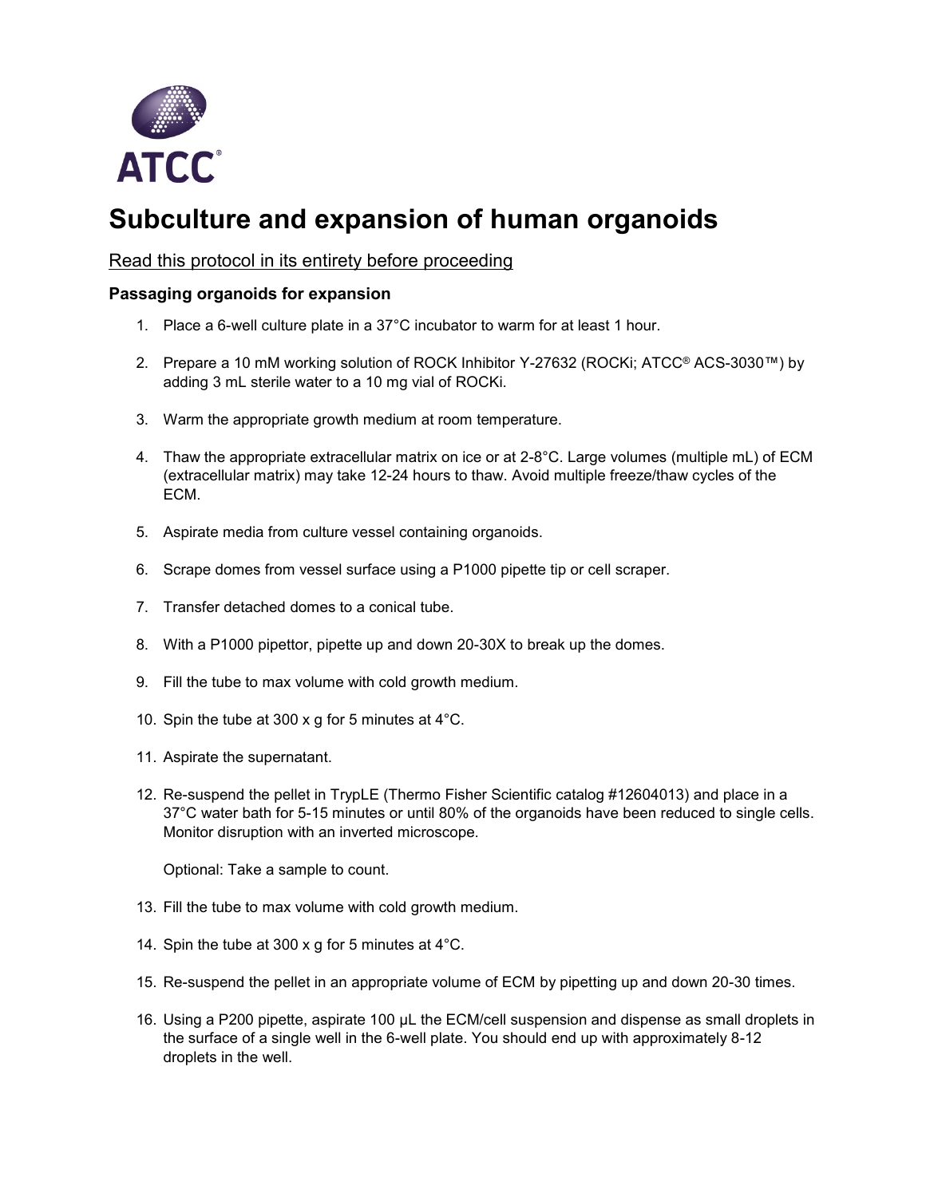# Subculture and expansion of human organoids

Read this protocol in its entirety before proceeding

### Passaging organoids for expansion

1. Place a 6-well culture plate in a 37°C incubator to warm for at least 1 hour.

2. Prepare a 10 mM working solution of ROCK Inhibitor Y-27632 (ROCKi; ATCC® ACS-3030™) by adding 3 mL sterile water to a 10 mg vial of ROCKi.

3. Warm the appropriate growth medium at room temperature.

4. Thaw the appropriate extracellular matrix on ice or at 2-8°C. Large volumes (multiple mL) of ECM (extracellular matrix) may take 12-24 hours to thaw. Avoid multiple freeze/thaw cycles of the ECM.

5. Aspirate media from culture vessel containing organoids.

6. Scrape domes from vessel surface using a P1000 pipette tip or cell scraper.

7. Transfer detached domes to a conical tube.

8. With a P1000 pipettor, pipette up and down 20-30X to break up the domes.

9. Fill the tube to max volume with cold growth medium.

10. Spin the tube at 300 x g for 5 minutes at 4°C.

11. Aspirate the supernatant.

12. Re-suspend the pellet in TrypLE (Thermo Fisher Scientific catalog #12604013) and place in a 37°C water bath for 5-15 minutes or until 80% of the organoids have been reduced to single cells. Monitor disruption with an inverted microscope.

    Optional: Take a sample to count.

13. Fill the tube to max volume with cold growth medium.

14. Spin the tube at 300 x g for 5 minutes at 4°C.

15. Re-suspend the pellet in an appropriate volume of ECM by pipetting up and down 20-30 times.

16. Using a P200 pipette, aspirate 100 µL the ECM/cell suspension and dispense as small droplets in the surface of a single well in the 6-well plate. You should end up with approximately 8-12 droplets in the well.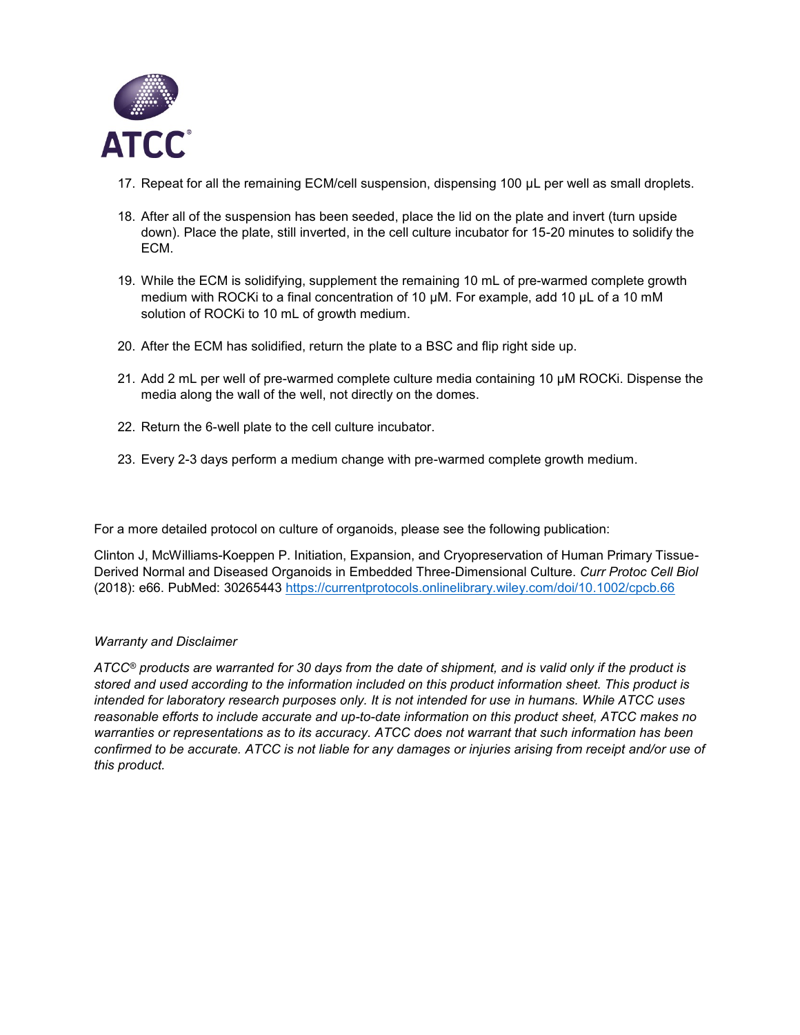17. Repeat for all the remaining ECM/cell suspension, dispensing 100 µL per well as small droplets.

18. After all of the suspension has been seeded, place the lid on the plate and invert (turn upside down). Place the plate, still inverted, in the cell culture incubator for 15-20 minutes to solidify the ECM.

19. While the ECM is solidifying, supplement the remaining 10 mL of pre-warmed complete growth medium with ROCKi to a final concentration of 10 µM. For example, add 10 µL of a 10 mM solution of ROCKi to 10 mL of growth medium.

20. After the ECM has solidified, return the plate to a BSC and flip right side up.

21. Add 2 mL per well of pre-warmed complete culture media containing 10 µM ROCKi. Dispense the media along the wall of the well, not directly on the domes.

22. Return the 6-well plate to the cell culture incubator.

23. Every 2-3 days perform a medium change with pre-warmed complete growth medium.

For a more detailed protocol on culture of organoids, please see the following publication:

Clinton J, McWilliams-Koeppen P. Initiation, Expansion, and Cryopreservation of Human Primary Tissue-Derived Normal and Diseased Organoids in Embedded Three-Dimensional Culture. *Curr Protoc Cell Biol* (2018): e66. PubMed: 30265443 [https://currentprotocols.onlinelibrary.wiley.com/doi/10.1002/cpcb.66](https://currentprotocols.onlinelibrary.wiley.com/doi/10.1002/cpcb.66)

*Warranty and Disclaimer*

*ATCC® products are warranted for 30 days from the date of shipment, and is valid only if the product is stored and used according to the information included on this product information sheet. This product is intended for laboratory research purposes only. It is not intended for use in humans. While ATCC uses reasonable efforts to include accurate and up-to-date information on this product sheet, ATCC makes no warranties or representations as to its accuracy. ATCC does not warrant that such information has been confirmed to be accurate. ATCC is not liable for any damages or injuries arising from receipt and/or use of this product.*